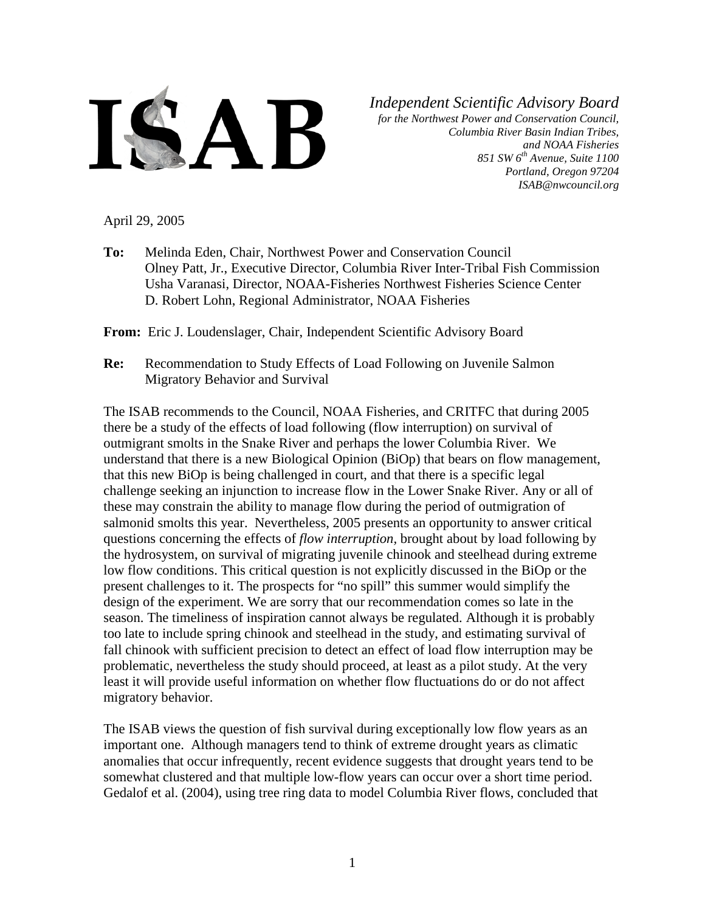# ISAB

*Independent Scientific Advisory Board*
*for the Northwest Power and Conservation Council,*
*Columbia River Basin Indian Tribes,*
*and NOAA Fisheries*
*851 SW 6th Avenue, Suite 1100*
*Portland, Oregon 97204*
*ISAB@nwcouncil.org*

April 29, 2005

**To:** Melinda Eden, Chair, Northwest Power and Conservation Council
Olney Patt, Jr., Executive Director, Columbia River Inter-Tribal Fish Commission
Usha Varanasi, Director, NOAA-Fisheries Northwest Fisheries Science Center
D. Robert Lohn, Regional Administrator, NOAA Fisheries

**From:** Eric J. Loudenslager, Chair, Independent Scientific Advisory Board

**Re:** Recommendation to Study Effects of Load Following on Juvenile Salmon Migratory Behavior and Survival

The ISAB recommends to the Council, NOAA Fisheries, and CRITFC that during 2005 there be a study of the effects of load following (flow interruption) on survival of outmigrant smolts in the Snake River and perhaps the lower Columbia River. We understand that there is a new Biological Opinion (BiOp) that bears on flow management, that this new BiOp is being challenged in court, and that there is a specific legal challenge seeking an injunction to increase flow in the Lower Snake River. Any or all of these may constrain the ability to manage flow during the period of outmigration of salmonid smolts this year. Nevertheless, 2005 presents an opportunity to answer critical questions concerning the effects of *flow interruption*, brought about by load following by the hydrosystem, on survival of migrating juvenile chinook and steelhead during extreme low flow conditions. This critical question is not explicitly discussed in the BiOp or the present challenges to it. The prospects for "no spill" this summer would simplify the design of the experiment. We are sorry that our recommendation comes so late in the season. The timeliness of inspiration cannot always be regulated. Although it is probably too late to include spring chinook and steelhead in the study, and estimating survival of fall chinook with sufficient precision to detect an effect of load flow interruption may be problematic, nevertheless the study should proceed, at least as a pilot study. At the very least it will provide useful information on whether flow fluctuations do or do not affect migratory behavior.

The ISAB views the question of fish survival during exceptionally low flow years as an important one. Although managers tend to think of extreme drought years as climatic anomalies that occur infrequently, recent evidence suggests that drought years tend to be somewhat clustered and that multiple low-flow years can occur over a short time period. Gedalof et al. (2004), using tree ring data to model Columbia River flows, concluded that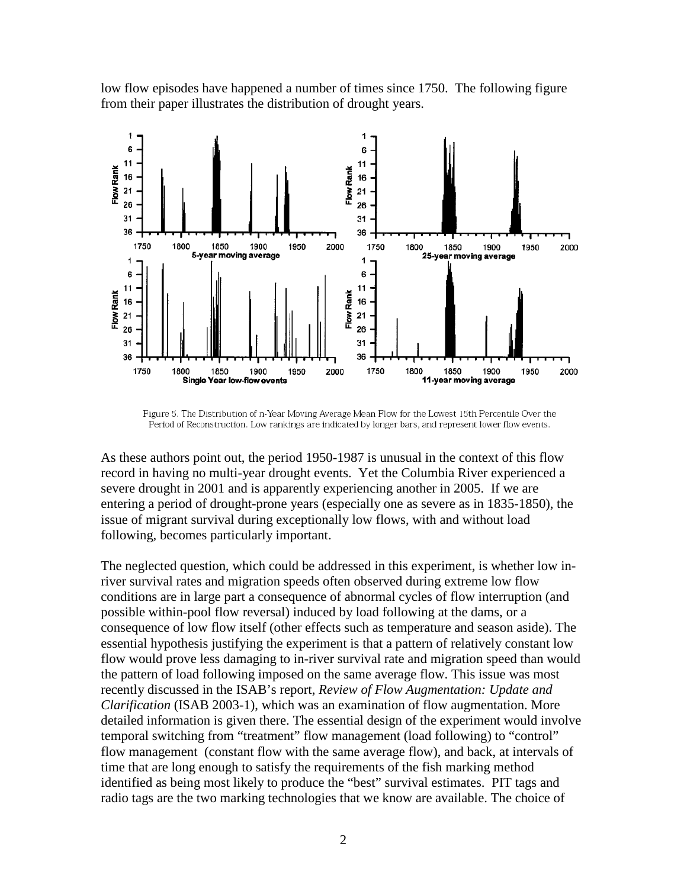low flow episodes have happened a number of times since 1750. The following figure from their paper illustrates the distribution of drought years.

Figure 5. The Distribution of n-Year Moving Average Mean Flow for the Lowest 15th Percentile Over the Period of Reconstruction. Low rankings are indicated by longer bars, and represent lower flow events.

As these authors point out, the period 1950-1987 is unusual in the context of this flow record in having no multi-year drought events. Yet the Columbia River experienced a severe drought in 2001 and is apparently experiencing another in 2005. If we are entering a period of drought-prone years (especially one as severe as in 1835-1850), the issue of migrant survival during exceptionally low flows, with and without load following, becomes particularly important.

The neglected question, which could be addressed in this experiment, is whether low in-river survival rates and migration speeds often observed during extreme low flow conditions are in large part a consequence of abnormal cycles of flow interruption (and possible within-pool flow reversal) induced by load following at the dams, or a consequence of low flow itself (other effects such as temperature and season aside). The essential hypothesis justifying the experiment is that a pattern of relatively constant low flow would prove less damaging to in-river survival rate and migration speed than would the pattern of load following imposed on the same average flow. This issue was most recently discussed in the ISAB's report, *Review of Flow Augmentation: Update and Clarification* (ISAB 2003-1), which was an examination of flow augmentation. More detailed information is given there. The essential design of the experiment would involve temporal switching from "treatment" flow management (load following) to "control" flow management (constant flow with the same average flow), and back, at intervals of time that are long enough to satisfy the requirements of the fish marking method identified as being most likely to produce the "best" survival estimates. PIT tags and radio tags are the two marking technologies that we know are available. The choice of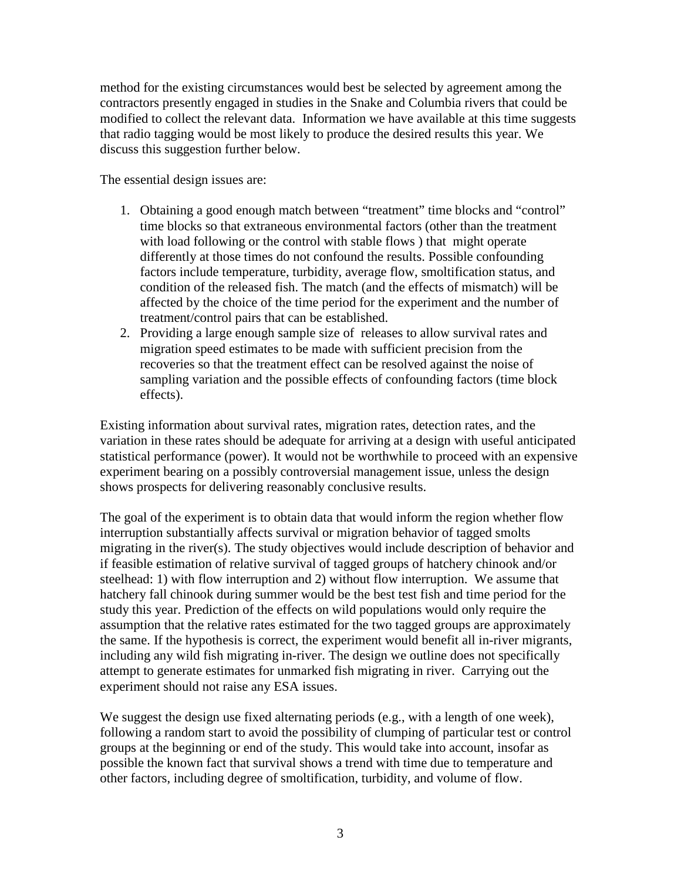method for the existing circumstances would best be selected by agreement among the contractors presently engaged in studies in the Snake and Columbia rivers that could be modified to collect the relevant data. Information we have available at this time suggests that radio tagging would be most likely to produce the desired results this year. We discuss this suggestion further below.

The essential design issues are:

1. Obtaining a good enough match between "treatment" time blocks and "control" time blocks so that extraneous environmental factors (other than the treatment with load following or the control with stable flows ) that might operate differently at those times do not confound the results. Possible confounding factors include temperature, turbidity, average flow, smoltification status, and condition of the released fish. The match (and the effects of mismatch) will be affected by the choice of the time period for the experiment and the number of treatment/control pairs that can be established.
2. Providing a large enough sample size of releases to allow survival rates and migration speed estimates to be made with sufficient precision from the recoveries so that the treatment effect can be resolved against the noise of sampling variation and the possible effects of confounding factors (time block effects).

Existing information about survival rates, migration rates, detection rates, and the variation in these rates should be adequate for arriving at a design with useful anticipated statistical performance (power). It would not be worthwhile to proceed with an expensive experiment bearing on a possibly controversial management issue, unless the design shows prospects for delivering reasonably conclusive results.

The goal of the experiment is to obtain data that would inform the region whether flow interruption substantially affects survival or migration behavior of tagged smolts migrating in the river(s). The study objectives would include description of behavior and if feasible estimation of relative survival of tagged groups of hatchery chinook and/or steelhead: 1) with flow interruption and 2) without flow interruption. We assume that hatchery fall chinook during summer would be the best test fish and time period for the study this year. Prediction of the effects on wild populations would only require the assumption that the relative rates estimated for the two tagged groups are approximately the same. If the hypothesis is correct, the experiment would benefit all in-river migrants, including any wild fish migrating in-river. The design we outline does not specifically attempt to generate estimates for unmarked fish migrating in river. Carrying out the experiment should not raise any ESA issues.

We suggest the design use fixed alternating periods (e.g., with a length of one week), following a random start to avoid the possibility of clumping of particular test or control groups at the beginning or end of the study. This would take into account, insofar as possible the known fact that survival shows a trend with time due to temperature and other factors, including degree of smoltification, turbidity, and volume of flow.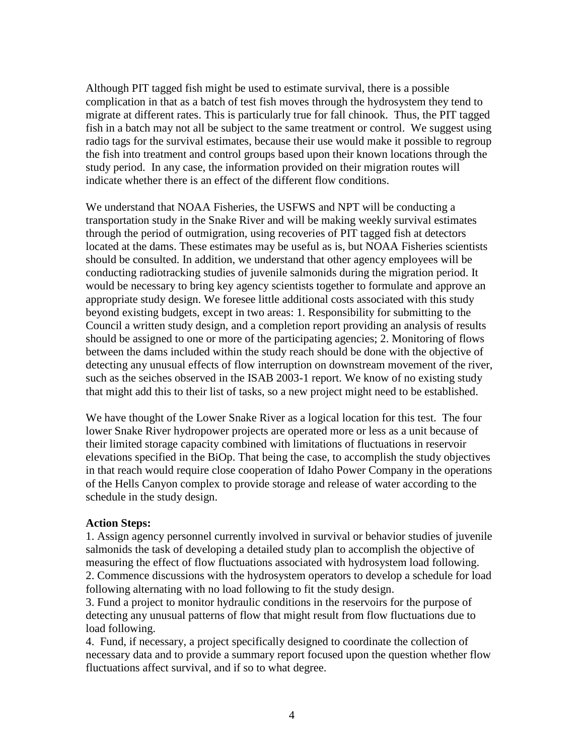Although PIT tagged fish might be used to estimate survival, there is a possible complication in that as a batch of test fish moves through the hydrosystem they tend to migrate at different rates. This is particularly true for fall chinook. Thus, the PIT tagged fish in a batch may not all be subject to the same treatment or control. We suggest using radio tags for the survival estimates, because their use would make it possible to regroup the fish into treatment and control groups based upon their known locations through the study period. In any case, the information provided on their migration routes will indicate whether there is an effect of the different flow conditions.

We understand that NOAA Fisheries, the USFWS and NPT will be conducting a transportation study in the Snake River and will be making weekly survival estimates through the period of outmigration, using recoveries of PIT tagged fish at detectors located at the dams. These estimates may be useful as is, but NOAA Fisheries scientists should be consulted. In addition, we understand that other agency employees will be conducting radiotracking studies of juvenile salmonids during the migration period. It would be necessary to bring key agency scientists together to formulate and approve an appropriate study design. We foresee little additional costs associated with this study beyond existing budgets, except in two areas: 1. Responsibility for submitting to the Council a written study design, and a completion report providing an analysis of results should be assigned to one or more of the participating agencies; 2. Monitoring of flows between the dams included within the study reach should be done with the objective of detecting any unusual effects of flow interruption on downstream movement of the river, such as the seiches observed in the ISAB 2003-1 report. We know of no existing study that might add this to their list of tasks, so a new project might need to be established.

We have thought of the Lower Snake River as a logical location for this test. The four lower Snake River hydropower projects are operated more or less as a unit because of their limited storage capacity combined with limitations of fluctuations in reservoir elevations specified in the BiOp. That being the case, to accomplish the study objectives in that reach would require close cooperation of Idaho Power Company in the operations of the Hells Canyon complex to provide storage and release of water according to the schedule in the study design.

**Action Steps:**

1. Assign agency personnel currently involved in survival or behavior studies of juvenile salmonids the task of developing a detailed study plan to accomplish the objective of measuring the effect of flow fluctuations associated with hydrosystem load following.
2. Commence discussions with the hydrosystem operators to develop a schedule for load following alternating with no load following to fit the study design.
3. Fund a project to monitor hydraulic conditions in the reservoirs for the purpose of detecting any unusual patterns of flow that might result from flow fluctuations due to load following.
4. Fund, if necessary, a project specifically designed to coordinate the collection of necessary data and to provide a summary report focused upon the question whether flow fluctuations affect survival, and if so to what degree.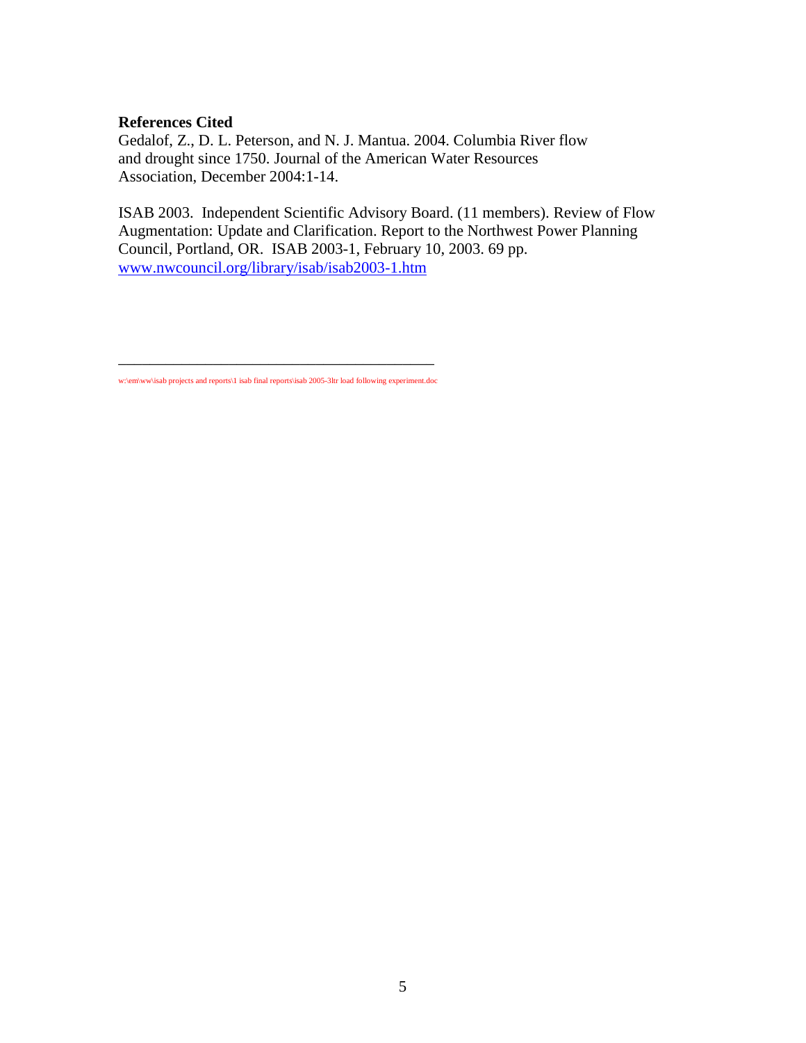**References Cited**

Gedalof, Z., D. L. Peterson, and N. J. Mantua. 2004. Columbia River flow and drought since 1750. Journal of the American Water Resources Association, December 2004:1-14.

ISAB 2003. Independent Scientific Advisory Board. (11 members). Review of Flow Augmentation: Update and Clarification. Report to the Northwest Power Planning Council, Portland, OR. ISAB 2003-1, February 10, 2003. 69 pp. www.nwcouncil.org/library/isab/isab2003-1.htm

---

w:\em\ww\isab projects and reports\1 isab final reports\isab 2005-3ltr load following experiment.doc